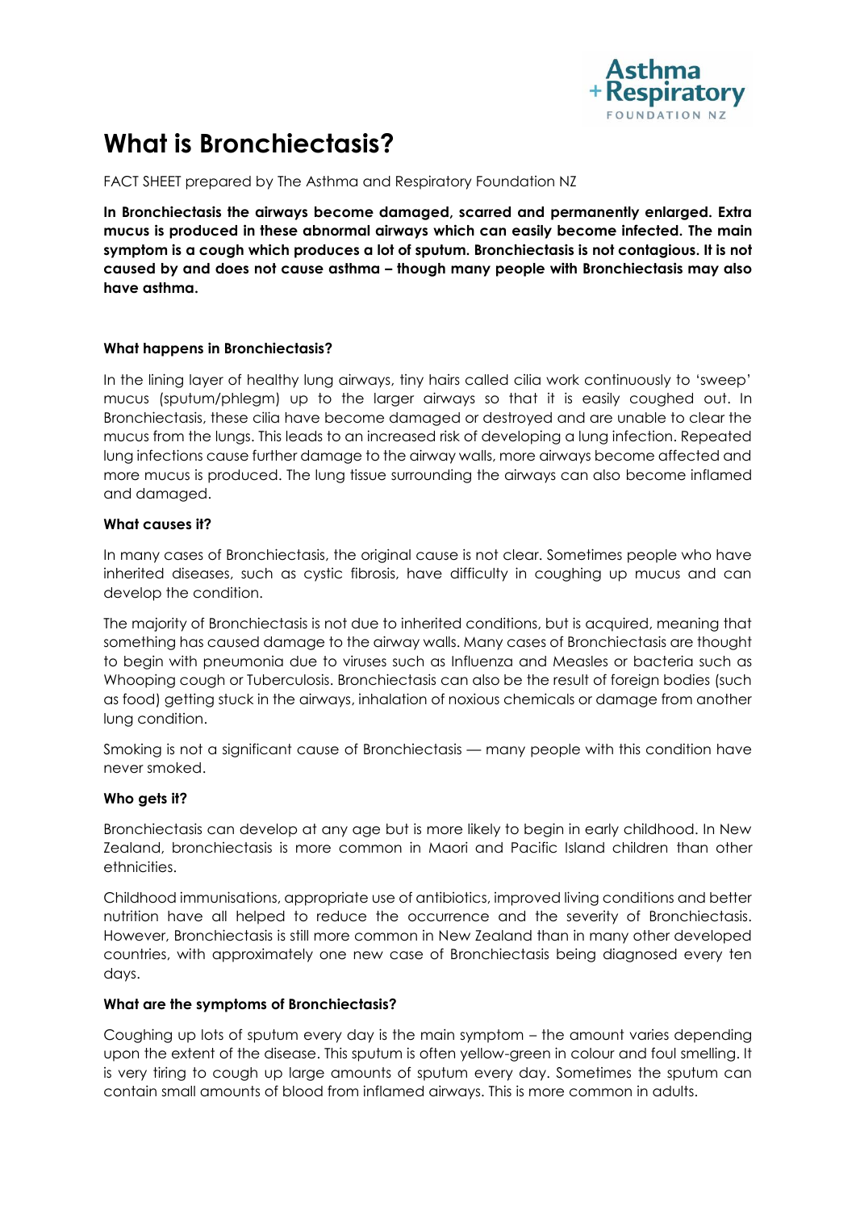# What is Bronchiectasis?

FACT SHEET prepared by The Asthma and Respiratory Foundation NZ

**In Bronchiectasis the airways become damaged, scarred and permanently enlarged. Extra mucus is produced in these abnormal airways which can easily become infected. The main symptom is a cough which produces a lot of sputum. Bronchiectasis is not contagious. It is not caused by and does not cause asthma – though many people with Bronchiectasis may also have asthma.**

### What happens in Bronchiectasis?

In the lining layer of healthy lung airways, tiny hairs called cilia work continuously to 'sweep' mucus (sputum/phlegm) up to the larger airways so that it is easily coughed out. In Bronchiectasis, these cilia have become damaged or destroyed and are unable to clear the mucus from the lungs. This leads to an increased risk of developing a lung infection. Repeated lung infections cause further damage to the airway walls, more airways become affected and more mucus is produced. The lung tissue surrounding the airways can also become inflamed and damaged.

### What causes it?

In many cases of Bronchiectasis, the original cause is not clear. Sometimes people who have inherited diseases, such as cystic fibrosis, have difficulty in coughing up mucus and can develop the condition.

The majority of Bronchiectasis is not due to inherited conditions, but is acquired, meaning that something has caused damage to the airway walls. Many cases of Bronchiectasis are thought to begin with pneumonia due to viruses such as Influenza and Measles or bacteria such as Whooping cough or Tuberculosis. Bronchiectasis can also be the result of foreign bodies (such as food) getting stuck in the airways, inhalation of noxious chemicals or damage from another lung condition.

Smoking is not a significant cause of Bronchiectasis — many people with this condition have never smoked.

### Who gets it?

Bronchiectasis can develop at any age but is more likely to begin in early childhood. In New Zealand, bronchiectasis is more common in Maori and Pacific Island children than other ethnicities.

Childhood immunisations, appropriate use of antibiotics, improved living conditions and better nutrition have all helped to reduce the occurrence and the severity of Bronchiectasis. However, Bronchiectasis is still more common in New Zealand than in many other developed countries, with approximately one new case of Bronchiectasis being diagnosed every ten days.

### What are the symptoms of Bronchiectasis?

Coughing up lots of sputum every day is the main symptom – the amount varies depending upon the extent of the disease. This sputum is often yellow-green in colour and foul smelling. It is very tiring to cough up large amounts of sputum every day. Sometimes the sputum can contain small amounts of blood from inflamed airways. This is more common in adults.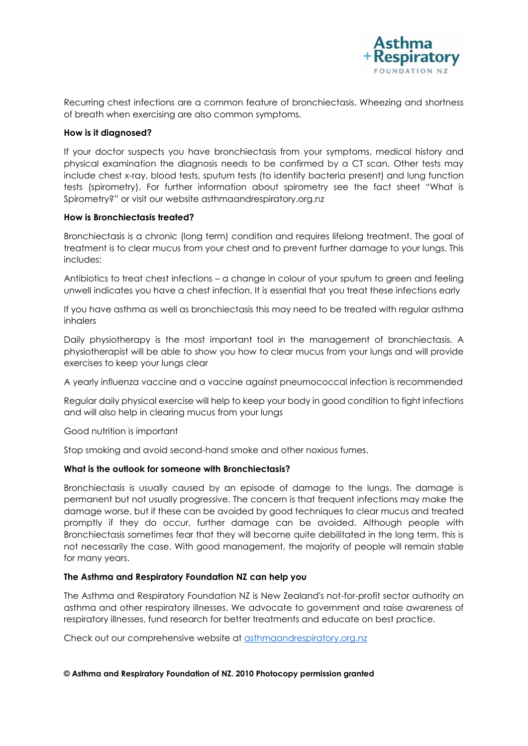Recurring chest infections are a common feature of bronchiectasis. Wheezing and shortness of breath when exercising are also common symptoms.

**How is it diagnosed?**

If your doctor suspects you have bronchiectasis from your symptoms, medical history and physical examination the diagnosis needs to be confirmed by a CT scan. Other tests may include chest x-ray, blood tests, sputum tests (to identify bacteria present) and lung function tests (spirometry). For further information about spirometry see the fact sheet "What is Spirometry?" or visit our website asthmaandrespiratory.org.nz

**How is Bronchiectasis treated?**

Bronchiectasis is a chronic (long term) condition and requires lifelong treatment. The goal of treatment is to clear mucus from your chest and to prevent further damage to your lungs. This includes:

Antibiotics to treat chest infections – a change in colour of your sputum to green and feeling unwell indicates you have a chest infection. It is essential that you treat these infections early

If you have asthma as well as bronchiectasis this may need to be treated with regular asthma inhalers

Daily physiotherapy is the most important tool in the management of bronchiectasis. A physiotherapist will be able to show you how to clear mucus from your lungs and will provide exercises to keep your lungs clear

A yearly influenza vaccine and a vaccine against pneumococcal infection is recommended

Regular daily physical exercise will help to keep your body in good condition to fight infections and will also help in clearing mucus from your lungs

Good nutrition is important

Stop smoking and avoid second-hand smoke and other noxious fumes.

**What is the outlook for someone with Bronchiectasis?**

Bronchiectasis is usually caused by an episode of damage to the lungs. The damage is permanent but not usually progressive. The concern is that frequent infections may make the damage worse, but if these can be avoided by good techniques to clear mucus and treated promptly if they do occur, further damage can be avoided. Although people with Bronchiectasis sometimes fear that they will become quite debilitated in the long term, this is not necessarily the case. With good management, the majority of people will remain stable for many years.

**The Asthma and Respiratory Foundation NZ can help you**

The Asthma and Respiratory Foundation NZ is New Zealand's not-for-profit sector authority on asthma and other respiratory illnesses. We advocate to government and raise awareness of respiratory illnesses, fund research for better treatments and educate on best practice.

Check out our comprehensive website at [asthmaandrespiratory.org.nz](asthmaandrespiratory.org.nz)

**© Asthma and Respiratory Foundation of NZ. 2010 Photocopy permission granted**